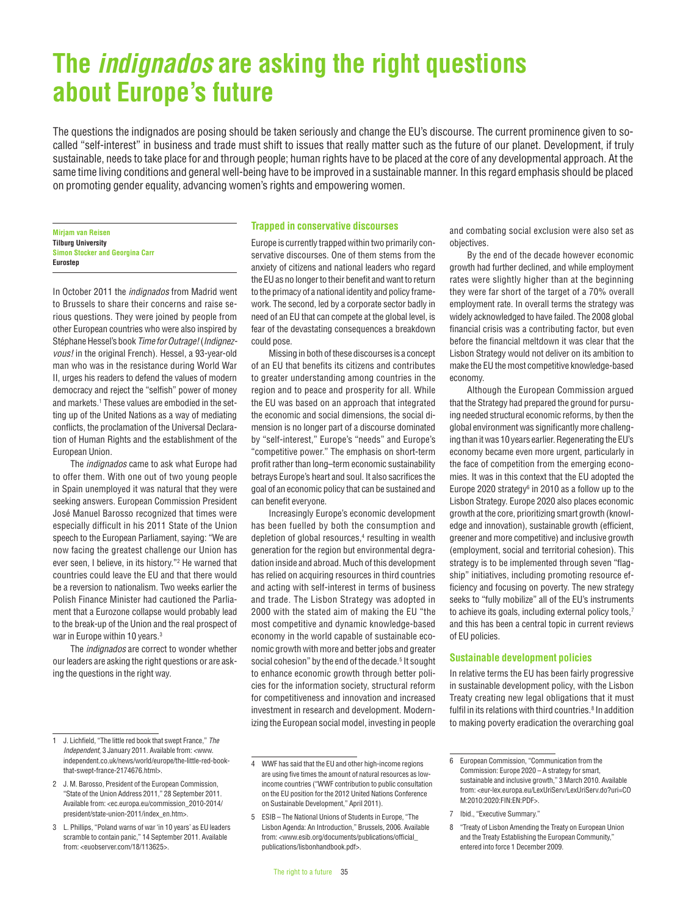# The *indignados* are asking the right questions about Europe's future

The questions the indignados are posing should be taken seriously and change the EU's discourse. The current prominence given to so-called "self-interest" in business and trade must shift to issues that really matter such as the future of our planet. Development, if truly sustainable, needs to take place for and through people; human rights have to be placed at the core of any developmental approach. At the same time living conditions and general well-being have to be improved in a sustainable manner. In this regard emphasis should be placed on promoting gender equality, advancing women's rights and empowering women.

**Mirjam van Reisen**
**Tilburg University**
**Simon Stocker and Georgina Carr**
**Eurostep**

In October 2011 the *indignados* from Madrid went to Brussels to share their concerns and raise serious questions. They were joined by people from other European countries who were also inspired by Stéphane Hessel's book *Time for Outrage!* (*Indignez-vous!* in the original French). Hessel, a 93-year-old man who was in the resistance during World War II, urges his readers to defend the values of modern democracy and reject the "selfish" power of money and markets.[1] These values are embodied in the setting up of the United Nations as a way of mediating conflicts, the proclamation of the Universal Declaration of Human Rights and the establishment of the European Union.

The *indignados* came to ask what Europe had to offer them. With one out of two young people in Spain unemployed it was natural that they were seeking answers. European Commission President José Manuel Barosso recognized that times were especially difficult in his 2011 State of the Union speech to the European Parliament, saying: "We are now facing the greatest challenge our Union has ever seen, I believe, in its history."[2] He warned that countries could leave the EU and that there would be a reversion to nationalism. Two weeks earlier the Polish Finance Minister had cautioned the Parliament that a Eurozone collapse would probably lead to the break-up of the Union and the real prospect of war in Europe within 10 years.[3]

The *indignados* are correct to wonder whether our leaders are asking the right questions or are asking the questions in the right way.

## Trapped in conservative discourses

Europe is currently trapped within two primarily conservative discourses. One of them stems from the anxiety of citizens and national leaders who regard the EU as no longer to their benefit and want to return to the primacy of a national identity and policy framework. The second, led by a corporate sector badly in need of an EU that can compete at the global level, is fear of the devastating consequences a breakdown could pose.

Missing in both of these discourses is a concept of an EU that benefits its citizens and contributes to greater understanding among countries in the region and to peace and prosperity for all. While the EU was based on an approach that integrated the economic and social dimensions, the social dimension is no longer part of a discourse dominated by "self-interest," Europe's "needs" and Europe's "competitive power." The emphasis on short-term profit rather than long–term economic sustainability betrays Europe's heart and soul. It also sacrifices the goal of an economic policy that can be sustained and can benefit everyone.

Increasingly Europe's economic development has been fuelled by both the consumption and depletion of global resources,[4] resulting in wealth generation for the region but environmental degradation inside and abroad. Much of this development has relied on acquiring resources in third countries and acting with self-interest in terms of business and trade. The Lisbon Strategy was adopted in 2000 with the stated aim of making the EU "the most competitive and dynamic knowledge-based economy in the world capable of sustainable economic growth with more and better jobs and greater social cohesion" by the end of the decade.[5] It sought to enhance economic growth through better policies for the information society, structural reform for competitiveness and innovation and increased investment in research and development. Modernizing the European social model, investing in people and combating social exclusion were also set as objectives.

By the end of the decade however economic growth had further declined, and while employment rates were slightly higher than at the beginning they were far short of the target of a 70% overall employment rate. In overall terms the strategy was widely acknowledged to have failed. The 2008 global financial crisis was a contributing factor, but even before the financial meltdown it was clear that the Lisbon Strategy would not deliver on its ambition to make the EU the most competitive knowledge-based economy.

Although the European Commission argued that the Strategy had prepared the ground for pursuing needed structural economic reforms, by then the global environment was significantly more challenging than it was 10 years earlier. Regenerating the EU's economy became even more urgent, particularly in the face of competition from the emerging economies. It was in this context that the EU adopted the Europe 2020 strategy[6] in 2010 as a follow up to the Lisbon Strategy. Europe 2020 also places economic growth at the core, prioritizing smart growth (knowledge and innovation), sustainable growth (efficient, greener and more competitive) and inclusive growth (employment, social and territorial cohesion). This strategy is to be implemented through seven "flagship" initiatives, including promoting resource efficiency and focusing on poverty. The new strategy seeks to "fully mobilize" all of the EU's instruments to achieve its goals, including external policy tools,[7] and this has been a central topic in current reviews of EU policies.

## Sustainable development policies

In relative terms the EU has been fairly progressive in sustainable development policy, with the Lisbon Treaty creating new legal obligations that it must fulfil in its relations with third countries.[8] In addition to making poverty eradication the overarching goal

---

1 J. Lichfield, "The little red book that swept France," *The Independent*, 3 January 2011. Available from: <www.independent.co.uk/news/world/europe/the-little-red-book-that-swept-france-2174676.html>.

2 J. M. Barosso, President of the European Commission, "State of the Union Address 2011," 28 September 2011. Available from: <ec.europa.eu/commission_2010-2014/president/state-union-2011/index_en.htm>.

3 L. Phillips, "Poland warns of war 'in 10 years' as EU leaders scramble to contain panic," 14 September 2011. Available from: <euobserver.com/18/113625>.

4 WWF has said that the EU and other high-income regions are using five times the amount of natural resources as low-income countries ("WWF contribution to public consultation on the EU position for the 2012 United Nations Conference on Sustainable Development," April 2011).

5 ESIB – The National Unions of Students in Europe, "The Lisbon Agenda: An Introduction," Brussels, 2006. Available from: <www.esib.org/documents/publications/official_publications/lisbonhandbook.pdf>.

6 European Commission, "Communication from the Commission: Europe 2020 – A strategy for smart, sustainable and inclusive growth," 3 March 2010. Available from: <eur-lex.europa.eu/LexUriServ/LexUriServ.do?uri=COM:2010:2020:FIN:EN:PDF>.

7 Ibid., "Executive Summary."

8 "Treaty of Lisbon Amending the Treaty on European Union and the Treaty Establishing the European Community," entered into force 1 December 2009.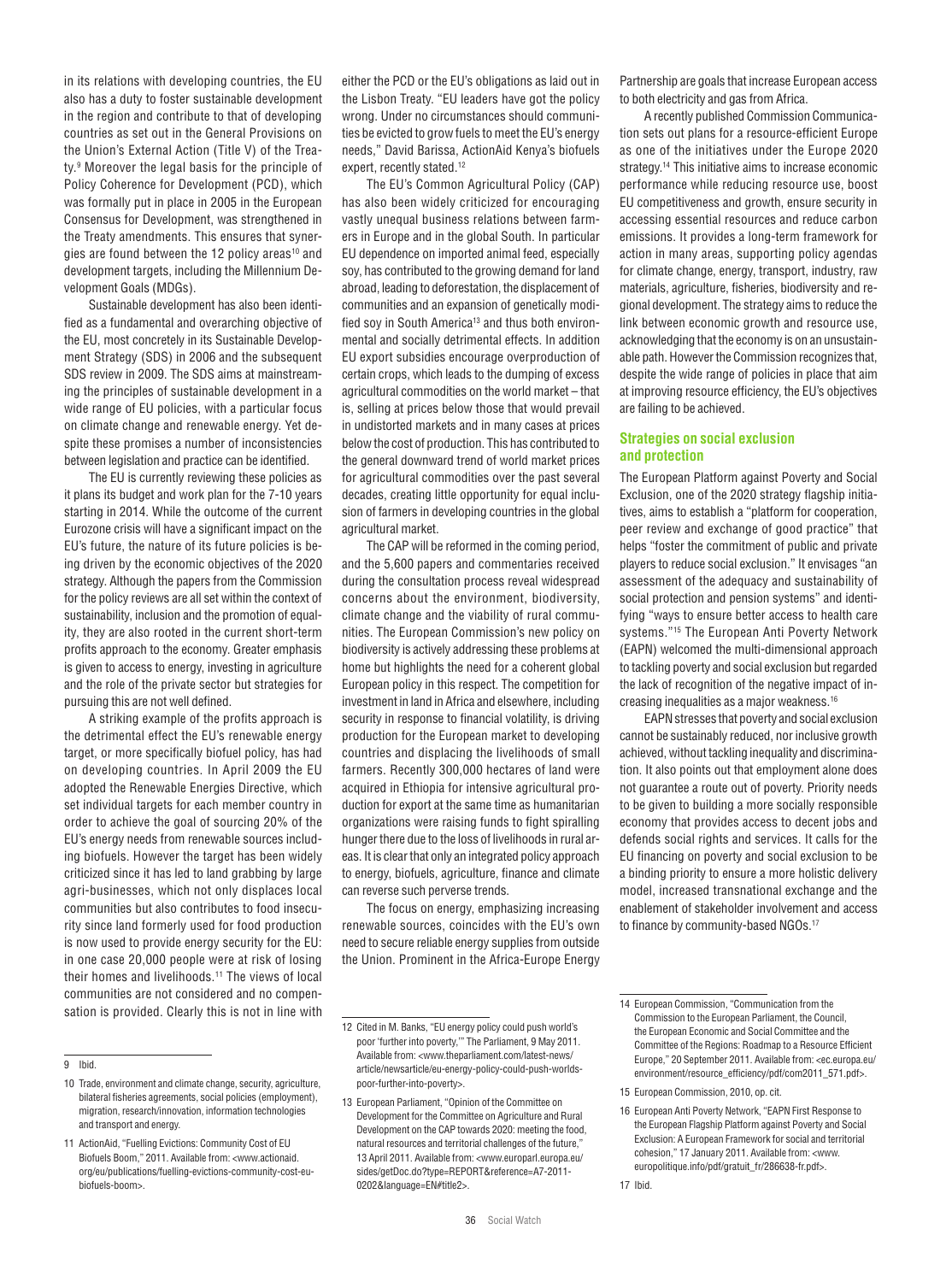in its relations with developing countries, the EU also has a duty to foster sustainable development in the region and contribute to that of developing countries as set out in the General Provisions on the Union's External Action (Title V) of the Treaty.[9] Moreover the legal basis for the principle of Policy Coherence for Development (PCD), which was formally put in place in 2005 in the European Consensus for Development, was strengthened in the Treaty amendments. This ensures that synergies are found between the 12 policy areas[10] and development targets, including the Millennium Development Goals (MDGs).

Sustainable development has also been identified as a fundamental and overarching objective of the EU, most concretely in its Sustainable Development Strategy (SDS) in 2006 and the subsequent SDS review in 2009. The SDS aims at mainstreaming the principles of sustainable development in a wide range of EU policies, with a particular focus on climate change and renewable energy. Yet despite these promises a number of inconsistencies between legislation and practice can be identified.

The EU is currently reviewing these policies as it plans its budget and work plan for the 7-10 years starting in 2014. While the outcome of the current Eurozone crisis will have a significant impact on the EU's future, the nature of its future policies is being driven by the economic objectives of the 2020 strategy. Although the papers from the Commission for the policy reviews are all set within the context of sustainability, inclusion and the promotion of equality, they are also rooted in the current short-term profits approach to the economy. Greater emphasis is given to access to energy, investing in agriculture and the role of the private sector but strategies for pursuing this are not well defined.

A striking example of the profits approach is the detrimental effect the EU's renewable energy target, or more specifically biofuel policy, has had on developing countries. In April 2009 the EU adopted the Renewable Energies Directive, which set individual targets for each member country in order to achieve the goal of sourcing 20% of the EU's energy needs from renewable sources including biofuels. However the target has been widely criticized since it has led to land grabbing by large agri-businesses, which not only displaces local communities but also contributes to food insecurity since land formerly used for food production is now used to provide energy security for the EU: in one case 20,000 people were at risk of losing their homes and livelihoods.[11] The views of local communities are not considered and no compensation is provided. Clearly this is not in line with either the PCD or the EU's obligations as laid out in the Lisbon Treaty. "EU leaders have got the policy wrong. Under no circumstances should communities be evicted to grow fuels to meet the EU's energy needs," David Barissa, ActionAid Kenya's biofuels expert, recently stated.[12]

The EU's Common Agricultural Policy (CAP) has also been widely criticized for encouraging vastly unequal business relations between farmers in Europe and in the global South. In particular EU dependence on imported animal feed, especially soy, has contributed to the growing demand for land abroad, leading to deforestation, the displacement of communities and an expansion of genetically modified soy in South America[13] and thus both environmental and socially detrimental effects. In addition EU export subsidies encourage overproduction of certain crops, which leads to the dumping of excess agricultural commodities on the world market – that is, selling at prices below those that would prevail in undistorted markets and in many cases at prices below the cost of production. This has contributed to the general downward trend of world market prices for agricultural commodities over the past several decades, creating little opportunity for equal inclusion of farmers in developing countries in the global agricultural market.

The CAP will be reformed in the coming period, and the 5,600 papers and commentaries received during the consultation process reveal widespread concerns about the environment, biodiversity, climate change and the viability of rural communities. The European Commission's new policy on biodiversity is actively addressing these problems at home but highlights the need for a coherent global European policy in this respect. The competition for investment in land in Africa and elsewhere, including security in response to financial volatility, is driving production for the European market to developing countries and displacing the livelihoods of small farmers. Recently 300,000 hectares of land were acquired in Ethiopia for intensive agricultural production for export at the same time as humanitarian organizations were raising funds to fight spiralling hunger there due to the loss of livelihoods in rural areas. It is clear that only an integrated policy approach to energy, biofuels, agriculture, finance and climate can reverse such perverse trends.

The focus on energy, emphasizing increasing renewable sources, coincides with the EU's own need to secure reliable energy supplies from outside the Union. Prominent in the Africa-Europe Energy Partnership are goals that increase European access to both electricity and gas from Africa.

A recently published Commission Communication sets out plans for a resource-efficient Europe as one of the initiatives under the Europe 2020 strategy.[14] This initiative aims to increase economic performance while reducing resource use, boost EU competitiveness and growth, ensure security in accessing essential resources and reduce carbon emissions. It provides a long-term framework for action in many areas, supporting policy agendas for climate change, energy, transport, industry, raw materials, agriculture, fisheries, biodiversity and regional development. The strategy aims to reduce the link between economic growth and resource use, acknowledging that the economy is on an unsustainable path. However the Commission recognizes that, despite the wide range of policies in place that aim at improving resource efficiency, the EU's objectives are failing to be achieved.

## Strategies on social exclusion and protection

The European Platform against Poverty and Social Exclusion, one of the 2020 strategy flagship initiatives, aims to establish a "platform for cooperation, peer review and exchange of good practice" that helps "foster the commitment of public and private players to reduce social exclusion." It envisages "an assessment of the adequacy and sustainability of social protection and pension systems" and identifying "ways to ensure better access to health care systems."[15] The European Anti Poverty Network (EAPN) welcomed the multi-dimensional approach to tackling poverty and social exclusion but regarded the lack of recognition of the negative impact of increasing inequalities as a major weakness.[16]

EAPN stresses that poverty and social exclusion cannot be sustainably reduced, nor inclusive growth achieved, without tackling inequality and discrimination. It also points out that employment alone does not guarantee a route out of poverty. Priority needs to be given to building a more socially responsible economy that provides access to decent jobs and defends social rights and services. It calls for the EU financing on poverty and social exclusion to be a binding priority to ensure a more holistic delivery model, increased transnational exchange and the enablement of stakeholder involvement and access to finance by community-based NGOs.[17]

---

9 Ibid.

10 Trade, environment and climate change, security, agriculture, bilateral fisheries agreements, social policies (employment), migration, research/innovation, information technologies and transport and energy.

11 ActionAid, "Fuelling Evictions: Community Cost of EU Biofuels Boom," 2011. Available from: <www.actionaid.org/eu/publications/fuelling-evictions-community-cost-eu-biofuels-boom>.

12 Cited in M. Banks, "EU energy policy could push world's poor 'further into poverty,'" The Parliament, 9 May 2011. Available from: <www.theparliament.com/latest-news/article/newsarticle/eu-energy-policy-could-push-worlds-poor-further-into-poverty>.

13 European Parliament, "Opinion of the Committee on Development for the Committee on Agriculture and Rural Development on the CAP towards 2020: meeting the food, natural resources and territorial challenges of the future," 13 April 2011. Available from: <www.europarl.europa.eu/sides/getDoc.do?type=REPORT&reference=A7-2011-0202&language=EN#title2>.

14 European Commission, "Communication from the Commission to the European Parliament, the Council, the European Economic and Social Committee and the Committee of the Regions: Roadmap to a Resource Efficient Europe," 20 September 2011. Available from: <ec.europa.eu/environment/resource_efficiency/pdf/com2011_571.pdf>.

15 European Commission, 2010, op. cit.

16 European Anti Poverty Network, "EAPN First Response to the European Flagship Platform against Poverty and Social Exclusion: A European Framework for social and territorial cohesion," 17 January 2011. Available from: <www.europolitique.info/pdf/gratuit_fr/286638-fr.pdf>.

17 Ibid.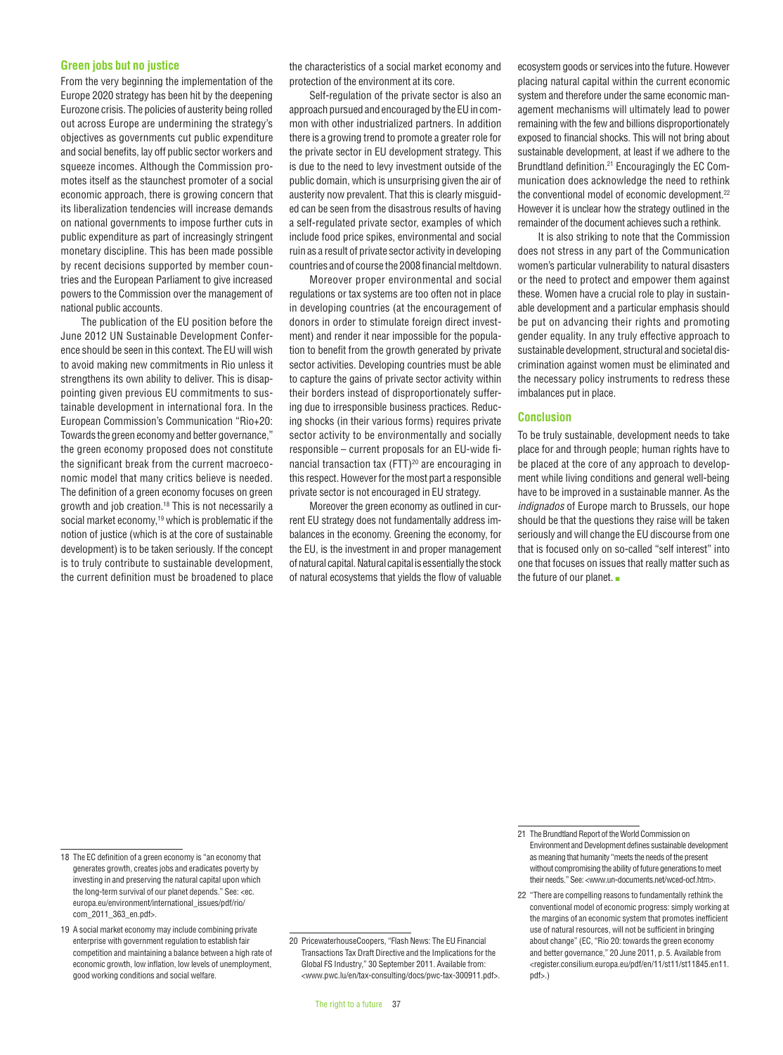## Green jobs but no justice

From the very beginning the implementation of the Europe 2020 strategy has been hit by the deepening Eurozone crisis. The policies of austerity being rolled out across Europe are undermining the strategy's objectives as governments cut public expenditure and social benefits, lay off public sector workers and squeeze incomes. Although the Commission promotes itself as the staunchest promoter of a social economic approach, there is growing concern that its liberalization tendencies will increase demands on national governments to impose further cuts in public expenditure as part of increasingly stringent monetary discipline. This has been made possible by recent decisions supported by member countries and the European Parliament to give increased powers to the Commission over the management of national public accounts.

The publication of the EU position before the June 2012 UN Sustainable Development Conference should be seen in this context. The EU will wish to avoid making new commitments in Rio unless it strengthens its own ability to deliver. This is disappointing given previous EU commitments to sustainable development in international fora. In the European Commission's Communication "Rio+20: Towards the green economy and better governance," the green economy proposed does not constitute the significant break from the current macroeconomic model that many critics believe is needed. The definition of a green economy focuses on green growth and job creation.[18] This is not necessarily a social market economy,[19] which is problematic if the notion of justice (which is at the core of sustainable development) is to be taken seriously. If the concept is to truly contribute to sustainable development, the current definition must be broadened to place the characteristics of a social market economy and protection of the environment at its core.

Self-regulation of the private sector is also an approach pursued and encouraged by the EU in common with other industrialized partners. In addition there is a growing trend to promote a greater role for the private sector in EU development strategy. This is due to the need to levy investment outside of the public domain, which is unsurprising given the air of austerity now prevalent. That this is clearly misguided can be seen from the disastrous results of having a self-regulated private sector, examples of which include food price spikes, environmental and social ruin as a result of private sector activity in developing countries and of course the 2008 financial meltdown.

Moreover proper environmental and social regulations or tax systems are too often not in place in developing countries (at the encouragement of donors in order to stimulate foreign direct investment) and render it near impossible for the population to benefit from the growth generated by private sector activities. Developing countries must be able to capture the gains of private sector activity within their borders instead of disproportionately suffering due to irresponsible business practices. Reducing shocks (in their various forms) requires private sector activity to be environmentally and socially responsible – current proposals for an EU-wide financial transaction tax (FTT)[20] are encouraging in this respect. However for the most part a responsible private sector is not encouraged in EU strategy.

Moreover the green economy as outlined in current EU strategy does not fundamentally address imbalances in the economy. Greening the economy, for the EU, is the investment in and proper management of natural capital. Natural capital is essentially the stock of natural ecosystems that yields the flow of valuable ecosystem goods or services into the future. However placing natural capital within the current economic system and therefore under the same economic management mechanisms will ultimately lead to power remaining with the few and billions disproportionately exposed to financial shocks. This will not bring about sustainable development, at least if we adhere to the Brundtland definition.[21] Encouragingly the EC Communication does acknowledge the need to rethink the conventional model of economic development.[22] However it is unclear how the strategy outlined in the remainder of the document achieves such a rethink.

It is also striking to note that the Commission does not stress in any part of the Communication women's particular vulnerability to natural disasters or the need to protect and empower them against these. Women have a crucial role to play in sustainable development and a particular emphasis should be put on advancing their rights and promoting gender equality. In any truly effective approach to sustainable development, structural and societal discrimination against women must be eliminated and the necessary policy instruments to redress these imbalances put in place.

## Conclusion

To be truly sustainable, development needs to take place for and through people; human rights have to be placed at the core of any approach to development while living conditions and general well-being have to be improved in a sustainable manner. As the *indignados* of Europe march to Brussels, our hope should be that the questions they raise will be taken seriously and will change the EU discourse from one that is focused only on so-called "self interest" into one that focuses on issues that really matter such as the future of our planet. ■

---

18 The EC definition of a green economy is "an economy that generates growth, creates jobs and eradicates poverty by investing in and preserving the natural capital upon which the long-term survival of our planet depends." See: <ec.europa.eu/environment/international_issues/pdf/rio/com_2011_363_en.pdf>.

19 A social market economy may include combining private enterprise with government regulation to establish fair competition and maintaining a balance between a high rate of economic growth, low inflation, low levels of unemployment, good working conditions and social welfare.

20 PricewaterhouseCoopers, "Flash News: The EU Financial Transactions Tax Draft Directive and the Implications for the Global FS Industry," 30 September 2011. Available from: <www.pwc.lu/en/tax-consulting/docs/pwc-tax-300911.pdf>.

21 The Brundtland Report of the World Commission on Environment and Development defines sustainable development as meaning that humanity "meets the needs of the present without compromising the ability of future generations to meet their needs." See: <www.un-documents.net/wced-ocf.htm>.

22 "There are compelling reasons to fundamentally rethink the conventional model of economic progress: simply working at the margins of an economic system that promotes inefficient use of natural resources, will not be sufficient in bringing about change" (EC, "Rio 20: towards the green economy and better governance," 20 June 2011, p. 5. Available from <register.consilium.europa.eu/pdf/en/11/st11/st11845.en11.pdf>.)